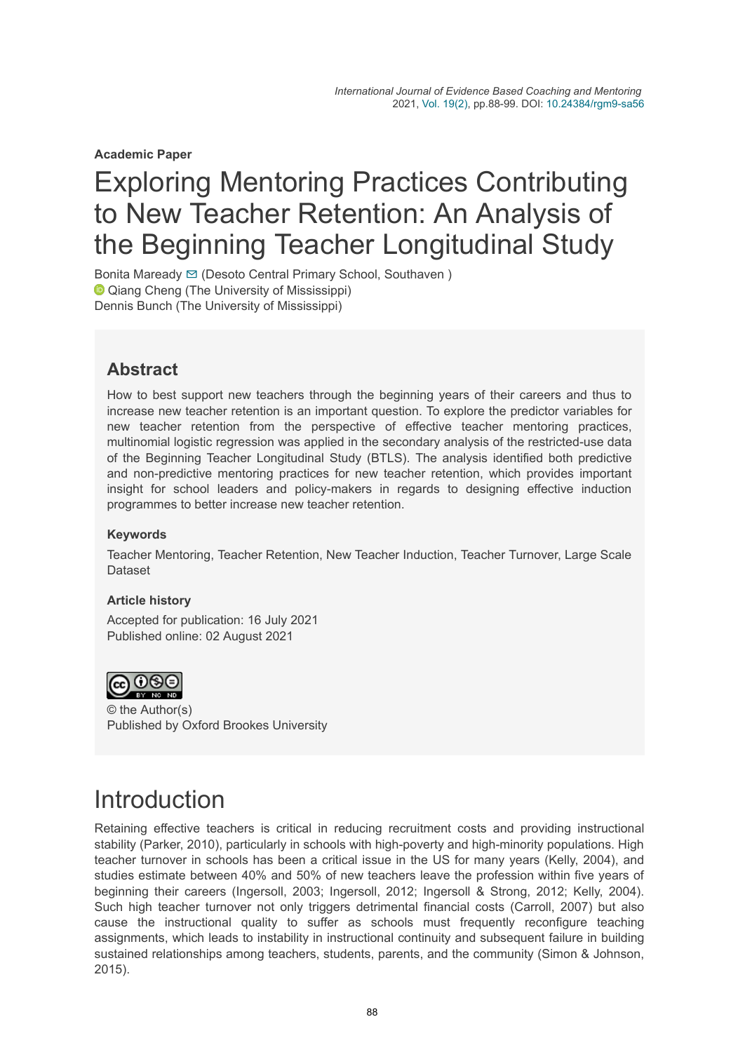*International Journal of Evidence Based Coaching and Mentoring*
2021, Vol. 19(2), pp.88-99. DOI: 10.24384/rgm9-sa56

**Academic Paper**

# Exploring Mentoring Practices Contributing to New Teacher Retention: An Analysis of the Beginning Teacher Longitudinal Study

Bonita Maready (Desoto Central Primary School, Southaven )
Qiang Cheng (The University of Mississippi)
Dennis Bunch (The University of Mississippi)

## Abstract

How to best support new teachers through the beginning years of their careers and thus to increase new teacher retention is an important question. To explore the predictor variables for new teacher retention from the perspective of effective teacher mentoring practices, multinomial logistic regression was applied in the secondary analysis of the restricted-use data of the Beginning Teacher Longitudinal Study (BTLS). The analysis identified both predictive and non-predictive mentoring practices for new teacher retention, which provides important insight for school leaders and policy-makers in regards to designing effective induction programmes to better increase new teacher retention.

### Keywords

Teacher Mentoring, Teacher Retention, New Teacher Induction, Teacher Turnover, Large Scale Dataset

### Article history

Accepted for publication: 16 July 2021
Published online: 02 August 2021

© the Author(s)
Published by Oxford Brookes University

# Introduction

Retaining effective teachers is critical in reducing recruitment costs and providing instructional stability (Parker, 2010), particularly in schools with high-poverty and high-minority populations. High teacher turnover in schools has been a critical issue in the US for many years (Kelly, 2004), and studies estimate between 40% and 50% of new teachers leave the profession within five years of beginning their careers (Ingersoll, 2003; Ingersoll, 2012; Ingersoll & Strong, 2012; Kelly, 2004). Such high teacher turnover not only triggers detrimental financial costs (Carroll, 2007) but also cause the instructional quality to suffer as schools must frequently reconfigure teaching assignments, which leads to instability in instructional continuity and subsequent failure in building sustained relationships among teachers, students, parents, and the community (Simon & Johnson, 2015).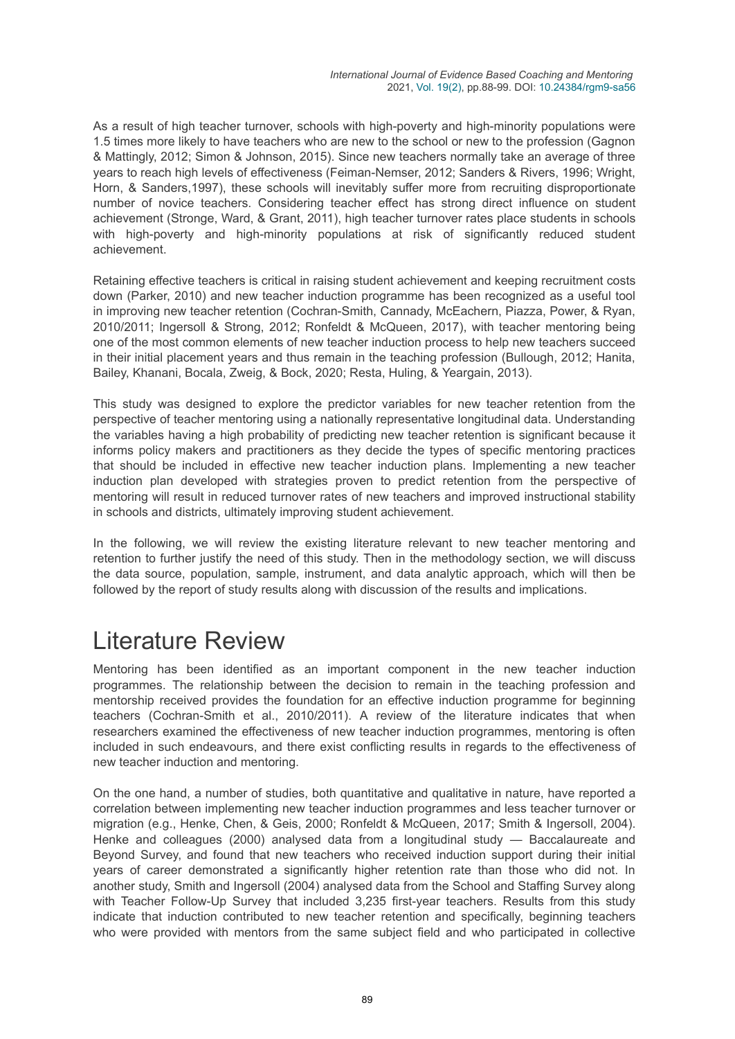As a result of high teacher turnover, schools with high-poverty and high-minority populations were 1.5 times more likely to have teachers who are new to the school or new to the profession (Gagnon & Mattingly, 2012; Simon & Johnson, 2015). Since new teachers normally take an average of three years to reach high levels of effectiveness (Feiman-Nemser, 2012; Sanders & Rivers, 1996; Wright, Horn, & Sanders,1997), these schools will inevitably suffer more from recruiting disproportionate number of novice teachers. Considering teacher effect has strong direct influence on student achievement (Stronge, Ward, & Grant, 2011), high teacher turnover rates place students in schools with high-poverty and high-minority populations at risk of significantly reduced student achievement.

Retaining effective teachers is critical in raising student achievement and keeping recruitment costs down (Parker, 2010) and new teacher induction programme has been recognized as a useful tool in improving new teacher retention (Cochran-Smith, Cannady, McEachern, Piazza, Power, & Ryan, 2010/2011; Ingersoll & Strong, 2012; Ronfeldt & McQueen, 2017), with teacher mentoring being one of the most common elements of new teacher induction process to help new teachers succeed in their initial placement years and thus remain in the teaching profession (Bullough, 2012; Hanita, Bailey, Khanani, Bocala, Zweig, & Bock, 2020; Resta, Huling, & Yeargain, 2013).

This study was designed to explore the predictor variables for new teacher retention from the perspective of teacher mentoring using a nationally representative longitudinal data. Understanding the variables having a high probability of predicting new teacher retention is significant because it informs policy makers and practitioners as they decide the types of specific mentoring practices that should be included in effective new teacher induction plans. Implementing a new teacher induction plan developed with strategies proven to predict retention from the perspective of mentoring will result in reduced turnover rates of new teachers and improved instructional stability in schools and districts, ultimately improving student achievement.

In the following, we will review the existing literature relevant to new teacher mentoring and retention to further justify the need of this study. Then in the methodology section, we will discuss the data source, population, sample, instrument, and data analytic approach, which will then be followed by the report of study results along with discussion of the results and implications.

# Literature Review

Mentoring has been identified as an important component in the new teacher induction programmes. The relationship between the decision to remain in the teaching profession and mentorship received provides the foundation for an effective induction programme for beginning teachers (Cochran-Smith et al., 2010/2011). A review of the literature indicates that when researchers examined the effectiveness of new teacher induction programmes, mentoring is often included in such endeavours, and there exist conflicting results in regards to the effectiveness of new teacher induction and mentoring.

On the one hand, a number of studies, both quantitative and qualitative in nature, have reported a correlation between implementing new teacher induction programmes and less teacher turnover or migration (e.g., Henke, Chen, & Geis, 2000; Ronfeldt & McQueen, 2017; Smith & Ingersoll, 2004). Henke and colleagues (2000) analysed data from a longitudinal study — Baccalaureate and Beyond Survey, and found that new teachers who received induction support during their initial years of career demonstrated a significantly higher retention rate than those who did not. In another study, Smith and Ingersoll (2004) analysed data from the School and Staffing Survey along with Teacher Follow-Up Survey that included 3,235 first-year teachers. Results from this study indicate that induction contributed to new teacher retention and specifically, beginning teachers who were provided with mentors from the same subject field and who participated in collective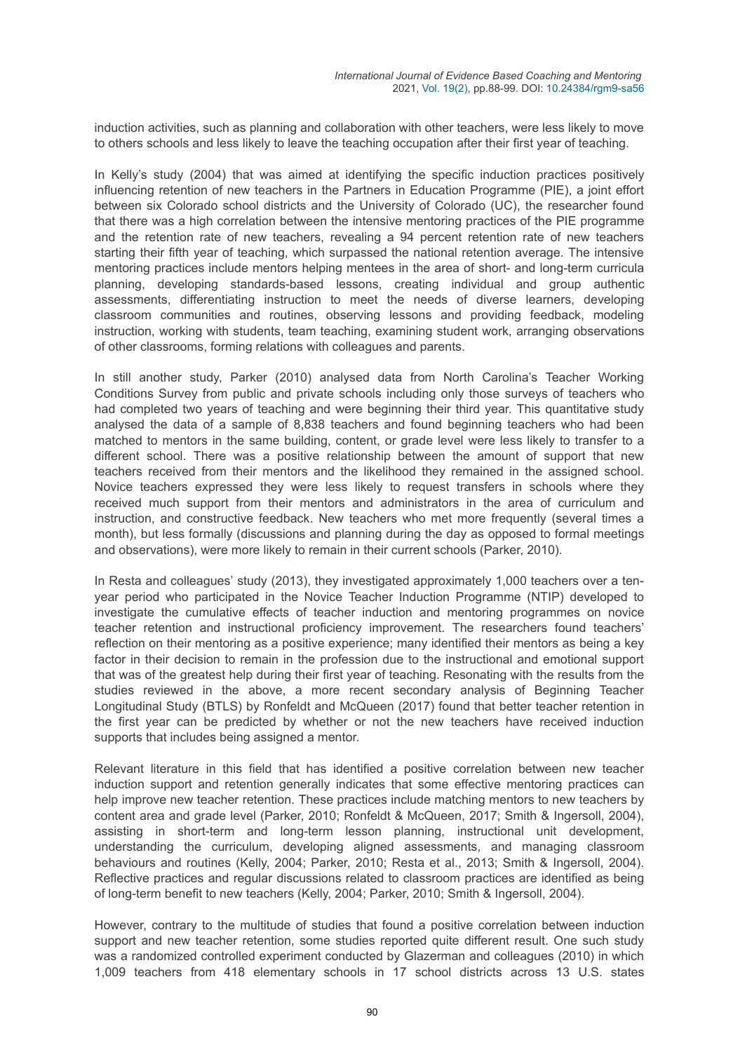induction activities, such as planning and collaboration with other teachers, were less likely to move to others schools and less likely to leave the teaching occupation after their first year of teaching.

In Kelly's study (2004) that was aimed at identifying the specific induction practices positively influencing retention of new teachers in the Partners in Education Programme (PIE), a joint effort between six Colorado school districts and the University of Colorado (UC), the researcher found that there was a high correlation between the intensive mentoring practices of the PIE programme and the retention rate of new teachers, revealing a 94 percent retention rate of new teachers starting their fifth year of teaching, which surpassed the national retention average. The intensive mentoring practices include mentors helping mentees in the area of short- and long-term curricula planning, developing standards-based lessons, creating individual and group authentic assessments, differentiating instruction to meet the needs of diverse learners, developing classroom communities and routines, observing lessons and providing feedback, modeling instruction, working with students, team teaching, examining student work, arranging observations of other classrooms, forming relations with colleagues and parents.

In still another study, Parker (2010) analysed data from North Carolina's Teacher Working Conditions Survey from public and private schools including only those surveys of teachers who had completed two years of teaching and were beginning their third year. This quantitative study analysed the data of a sample of 8,838 teachers and found beginning teachers who had been matched to mentors in the same building, content, or grade level were less likely to transfer to a different school. There was a positive relationship between the amount of support that new teachers received from their mentors and the likelihood they remained in the assigned school. Novice teachers expressed they were less likely to request transfers in schools where they received much support from their mentors and administrators in the area of curriculum and instruction, and constructive feedback. New teachers who met more frequently (several times a month), but less formally (discussions and planning during the day as opposed to formal meetings and observations), were more likely to remain in their current schools (Parker, 2010).

In Resta and colleagues' study (2013), they investigated approximately 1,000 teachers over a ten-year period who participated in the Novice Teacher Induction Programme (NTIP) developed to investigate the cumulative effects of teacher induction and mentoring programmes on novice teacher retention and instructional proficiency improvement. The researchers found teachers' reflection on their mentoring as a positive experience; many identified their mentors as being a key factor in their decision to remain in the profession due to the instructional and emotional support that was of the greatest help during their first year of teaching. Resonating with the results from the studies reviewed in the above, a more recent secondary analysis of Beginning Teacher Longitudinal Study (BTLS) by Ronfeldt and McQueen (2017) found that better teacher retention in the first year can be predicted by whether or not the new teachers have received induction supports that includes being assigned a mentor.

Relevant literature in this field that has identified a positive correlation between new teacher induction support and retention generally indicates that some effective mentoring practices can help improve new teacher retention. These practices include matching mentors to new teachers by content area and grade level (Parker, 2010; Ronfeldt & McQueen, 2017; Smith & Ingersoll, 2004), assisting in short-term and long-term lesson planning, instructional unit development, understanding the curriculum, developing aligned assessments, and managing classroom behaviours and routines (Kelly, 2004; Parker, 2010; Resta et al., 2013; Smith & Ingersoll, 2004). Reflective practices and regular discussions related to classroom practices are identified as being of long-term benefit to new teachers (Kelly, 2004; Parker, 2010; Smith & Ingersoll, 2004).

However, contrary to the multitude of studies that found a positive correlation between induction support and new teacher retention, some studies reported quite different result. One such study was a randomized controlled experiment conducted by Glazerman and colleagues (2010) in which 1,009 teachers from 418 elementary schools in 17 school districts across 13 U.S. states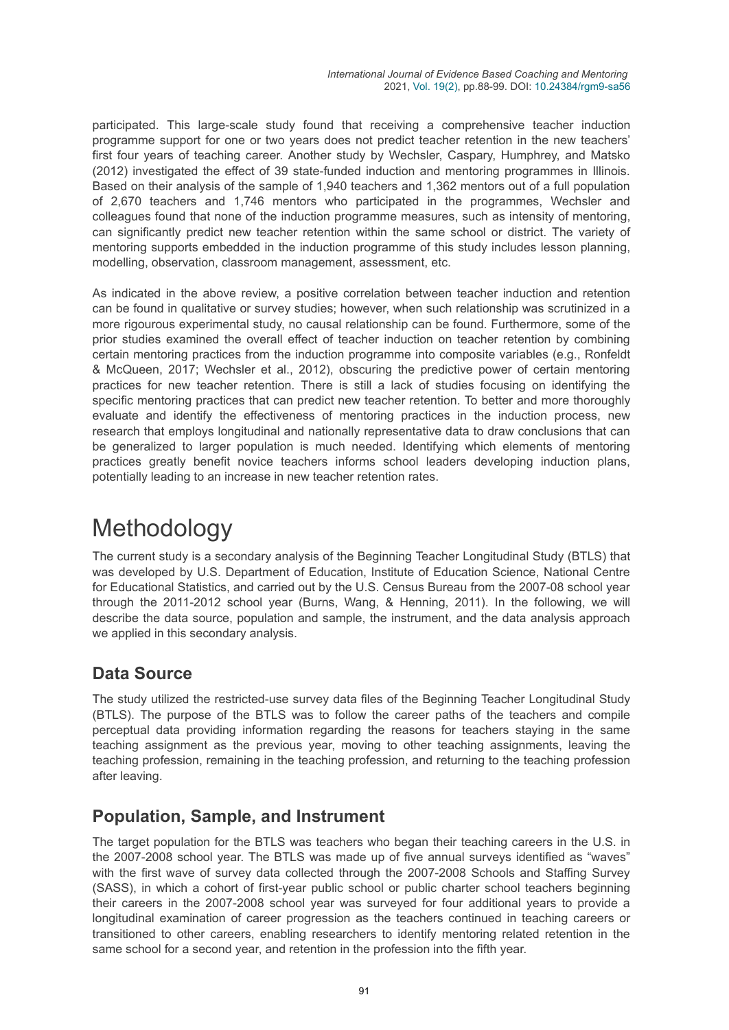participated. This large-scale study found that receiving a comprehensive teacher induction programme support for one or two years does not predict teacher retention in the new teachers' first four years of teaching career. Another study by Wechsler, Caspary, Humphrey, and Matsko (2012) investigated the effect of 39 state-funded induction and mentoring programmes in Illinois. Based on their analysis of the sample of 1,940 teachers and 1,362 mentors out of a full population of 2,670 teachers and 1,746 mentors who participated in the programmes, Wechsler and colleagues found that none of the induction programme measures, such as intensity of mentoring, can significantly predict new teacher retention within the same school or district. The variety of mentoring supports embedded in the induction programme of this study includes lesson planning, modelling, observation, classroom management, assessment, etc.

As indicated in the above review, a positive correlation between teacher induction and retention can be found in qualitative or survey studies; however, when such relationship was scrutinized in a more rigourous experimental study, no causal relationship can be found. Furthermore, some of the prior studies examined the overall effect of teacher induction on teacher retention by combining certain mentoring practices from the induction programme into composite variables (e.g., Ronfeldt & McQueen, 2017; Wechsler et al., 2012), obscuring the predictive power of certain mentoring practices for new teacher retention. There is still a lack of studies focusing on identifying the specific mentoring practices that can predict new teacher retention. To better and more thoroughly evaluate and identify the effectiveness of mentoring practices in the induction process, new research that employs longitudinal and nationally representative data to draw conclusions that can be generalized to larger population is much needed. Identifying which elements of mentoring practices greatly benefit novice teachers informs school leaders developing induction plans, potentially leading to an increase in new teacher retention rates.

# Methodology

The current study is a secondary analysis of the Beginning Teacher Longitudinal Study (BTLS) that was developed by U.S. Department of Education, Institute of Education Science, National Centre for Educational Statistics, and carried out by the U.S. Census Bureau from the 2007-08 school year through the 2011-2012 school year (Burns, Wang, & Henning, 2011). In the following, we will describe the data source, population and sample, the instrument, and the data analysis approach we applied in this secondary analysis.

## Data Source

The study utilized the restricted-use survey data files of the Beginning Teacher Longitudinal Study (BTLS). The purpose of the BTLS was to follow the career paths of the teachers and compile perceptual data providing information regarding the reasons for teachers staying in the same teaching assignment as the previous year, moving to other teaching assignments, leaving the teaching profession, remaining in the teaching profession, and returning to the teaching profession after leaving.

## Population, Sample, and Instrument

The target population for the BTLS was teachers who began their teaching careers in the U.S. in the 2007-2008 school year. The BTLS was made up of five annual surveys identified as "waves" with the first wave of survey data collected through the 2007-2008 Schools and Staffing Survey (SASS), in which a cohort of first-year public school or public charter school teachers beginning their careers in the 2007-2008 school year was surveyed for four additional years to provide a longitudinal examination of career progression as the teachers continued in teaching careers or transitioned to other careers, enabling researchers to identify mentoring related retention in the same school for a second year, and retention in the profession into the fifth year.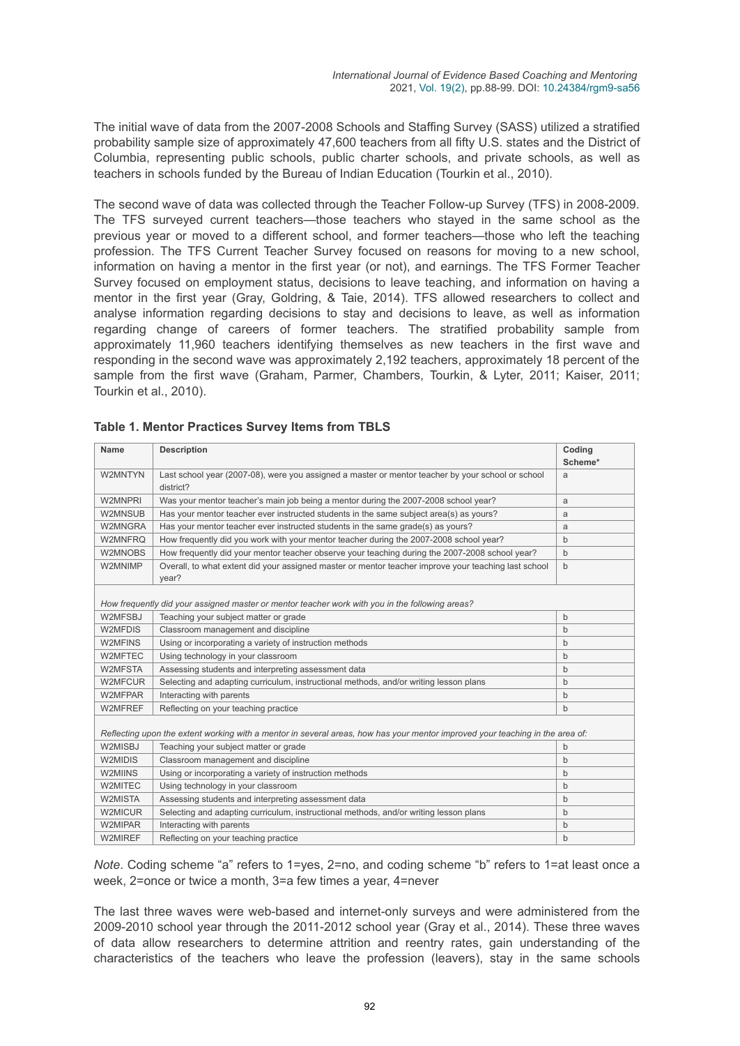The initial wave of data from the 2007-2008 Schools and Staffing Survey (SASS) utilized a stratified probability sample size of approximately 47,600 teachers from all fifty U.S. states and the District of Columbia, representing public schools, public charter schools, and private schools, as well as teachers in schools funded by the Bureau of Indian Education (Tourkin et al., 2010).

The second wave of data was collected through the Teacher Follow-up Survey (TFS) in 2008-2009. The TFS surveyed current teachers—those teachers who stayed in the same school as the previous year or moved to a different school, and former teachers—those who left the teaching profession. The TFS Current Teacher Survey focused on reasons for moving to a new school, information on having a mentor in the first year (or not), and earnings. The TFS Former Teacher Survey focused on employment status, decisions to leave teaching, and information on having a mentor in the first year (Gray, Goldring, & Taie, 2014). TFS allowed researchers to collect and analyse information regarding decisions to stay and decisions to leave, as well as information regarding change of careers of former teachers. The stratified probability sample from approximately 11,960 teachers identifying themselves as new teachers in the first wave and responding in the second wave was approximately 2,192 teachers, approximately 18 percent of the sample from the first wave (Graham, Parmer, Chambers, Tourkin, & Lyter, 2011; Kaiser, 2011; Tourkin et al., 2010).

**Table 1. Mentor Practices Survey Items from TBLS**

| Name | Description | Coding Scheme* |
|---|---|---|
| W2MNTYN | Last school year (2007-08), were you assigned a master or mentor teacher by your school or school district? | a |
| W2MNPRI | Was your mentor teacher's main job being a mentor during the 2007-2008 school year? | a |
| W2MNSUB | Has your mentor teacher ever instructed students in the same subject area(s) as yours? | a |
| W2MNGRA | Has your mentor teacher ever instructed students in the same grade(s) as yours? | a |
| W2MNFRQ | How frequently did you work with your mentor teacher during the 2007-2008 school year? | b |
| W2MNOBS | How frequently did your mentor teacher observe your teaching during the 2007-2008 school year? | b |
| W2MNIMP | Overall, to what extent did your assigned master or mentor teacher improve your teaching last school year? | b |
| *How frequently did your assigned master or mentor teacher work with you in the following areas?* | | |
| W2MFSBJ | Teaching your subject matter or grade | b |
| W2MFDIS | Classroom management and discipline | b |
| W2MFINS | Using or incorporating a variety of instruction methods | b |
| W2MFTEC | Using technology in your classroom | b |
| W2MFSTA | Assessing students and interpreting assessment data | b |
| W2MFCUR | Selecting and adapting curriculum, instructional methods, and/or writing lesson plans | b |
| W2MFPAR | Interacting with parents | b |
| W2MFREF | Reflecting on your teaching practice | b |
| *Reflecting upon the extent working with a mentor in several areas, how has your mentor improved your teaching in the area of:* | | |
| W2MISBJ | Teaching your subject matter or grade | b |
| W2MIDIS | Classroom management and discipline | b |
| W2MIINS | Using or incorporating a variety of instruction methods | b |
| W2MITEC | Using technology in your classroom | b |
| W2MISTA | Assessing students and interpreting assessment data | b |
| W2MICUR | Selecting and adapting curriculum, instructional methods, and/or writing lesson plans | b |
| W2MIPAR | Interacting with parents | b |
| W2MIREF | Reflecting on your teaching practice | b |

*Note*. Coding scheme "a" refers to 1=yes, 2=no, and coding scheme "b" refers to 1=at least once a week, 2=once or twice a month, 3=a few times a year, 4=never

The last three waves were web-based and internet-only surveys and were administered from the 2009-2010 school year through the 2011-2012 school year (Gray et al., 2014). These three waves of data allow researchers to determine attrition and reentry rates, gain understanding of the characteristics of the teachers who leave the profession (leavers), stay in the same schools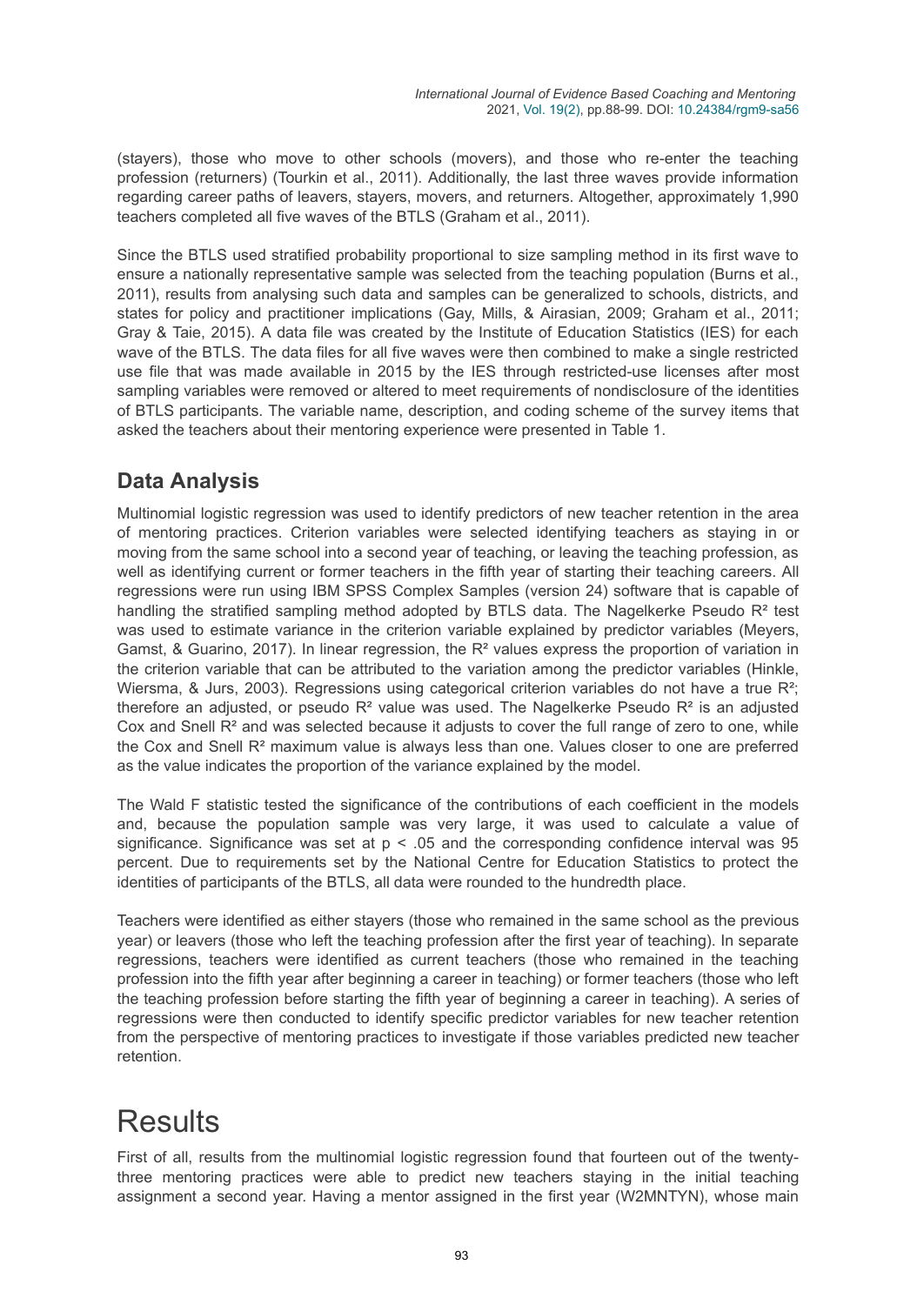(stayers), those who move to other schools (movers), and those who re-enter the teaching profession (returners) (Tourkin et al., 2011). Additionally, the last three waves provide information regarding career paths of leavers, stayers, movers, and returners. Altogether, approximately 1,990 teachers completed all five waves of the BTLS (Graham et al., 2011).

Since the BTLS used stratified probability proportional to size sampling method in its first wave to ensure a nationally representative sample was selected from the teaching population (Burns et al., 2011), results from analysing such data and samples can be generalized to schools, districts, and states for policy and practitioner implications (Gay, Mills, & Airasian, 2009; Graham et al., 2011; Gray & Taie, 2015). A data file was created by the Institute of Education Statistics (IES) for each wave of the BTLS. The data files for all five waves were then combined to make a single restricted use file that was made available in 2015 by the IES through restricted-use licenses after most sampling variables were removed or altered to meet requirements of nondisclosure of the identities of BTLS participants. The variable name, description, and coding scheme of the survey items that asked the teachers about their mentoring experience were presented in Table 1.

## Data Analysis

Multinomial logistic regression was used to identify predictors of new teacher retention in the area of mentoring practices. Criterion variables were selected identifying teachers as staying in or moving from the same school into a second year of teaching, or leaving the teaching profession, as well as identifying current or former teachers in the fifth year of starting their teaching careers. All regressions were run using IBM SPSS Complex Samples (version 24) software that is capable of handling the stratified sampling method adopted by BTLS data. The Nagelkerke Pseudo $R^2$ test was used to estimate variance in the criterion variable explained by predictor variables (Meyers, Gamst, & Guarino, 2017). In linear regression, the $R^2$ values express the proportion of variation in the criterion variable that can be attributed to the variation among the predictor variables (Hinkle, Wiersma, & Jurs, 2003). Regressions using categorical criterion variables do not have a true $R^2$; therefore an adjusted, or pseudo $R^2$ value was used. The Nagelkerke Pseudo $R^2$ is an adjusted Cox and Snell $R^2$ and was selected because it adjusts to cover the full range of zero to one, while the Cox and Snell $R^2$ maximum value is always less than one. Values closer to one are preferred as the value indicates the proportion of the variance explained by the model.

The Wald F statistic tested the significance of the contributions of each coefficient in the models and, because the population sample was very large, it was used to calculate a value of significance. Significance was set at $p < .05$ and the corresponding confidence interval was 95 percent. Due to requirements set by the National Centre for Education Statistics to protect the identities of participants of the BTLS, all data were rounded to the hundredth place.

Teachers were identified as either stayers (those who remained in the same school as the previous year) or leavers (those who left the teaching profession after the first year of teaching). In separate regressions, teachers were identified as current teachers (those who remained in the teaching profession into the fifth year after beginning a career in teaching) or former teachers (those who left the teaching profession before starting the fifth year of beginning a career in teaching). A series of regressions were then conducted to identify specific predictor variables for new teacher retention from the perspective of mentoring practices to investigate if those variables predicted new teacher retention.

# Results

First of all, results from the multinomial logistic regression found that fourteen out of the twenty-three mentoring practices were able to predict new teachers staying in the initial teaching assignment a second year. Having a mentor assigned in the first year (W2MNTYN), whose main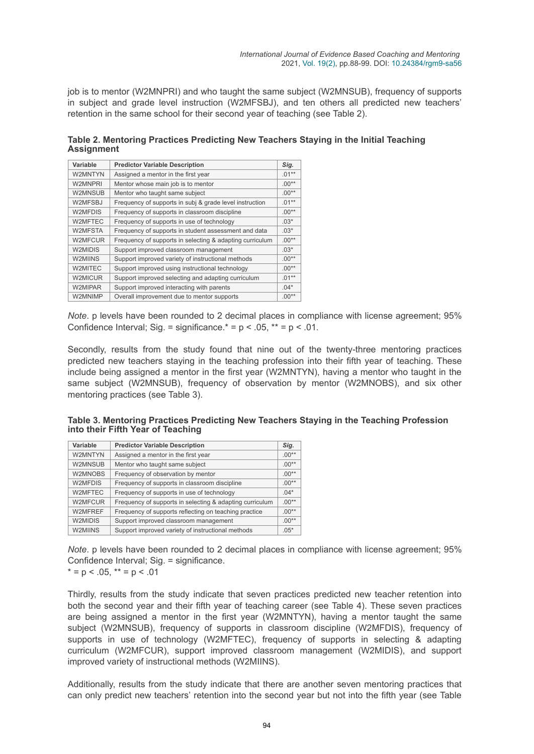job is to mentor (W2MNPRI) and who taught the same subject (W2MNSUB), frequency of supports in subject and grade level instruction (W2MFSBJ), and ten others all predicted new teachers' retention in the same school for their second year of teaching (see Table 2).

**Table 2. Mentoring Practices Predicting New Teachers Staying in the Initial Teaching Assignment**

| Variable | Predictor Variable Description | *Sig.* |
|---|---|---|
| W2MNTYN | Assigned a mentor in the first year | .01** |
| W2MNPRI | Mentor whose main job is to mentor | .00** |
| W2MNSUB | Mentor who taught same subject | .00** |
| W2MFSBJ | Frequency of supports in subj & grade level instruction | .01** |
| W2MFDIS | Frequency of supports in classroom discipline | .00** |
| W2MFTEC | Frequency of supports in use of technology | .03* |
| W2MFSTA | Frequency of supports in student assessment and data | .03* |
| W2MFCUR | Frequency of supports in selecting & adapting curriculum | .00** |
| W2MIDIS | Support improved classroom management | .03* |
| W2MIINS | Support improved variety of instructional methods | .00** |
| W2MITEC | Support improved using instructional technology | .00** |
| W2MICUR | Support improved selecting and adapting curriculum | .01** |
| W2MIPAR | Support improved interacting with parents | .04* |
| W2MNIMP | Overall improvement due to mentor supports | .00** |

*Note*. p levels have been rounded to 2 decimal places in compliance with license agreement; 95% Confidence Interval; Sig. = significance.* = $p < .05$, ** = $p < .01$.

Secondly, results from the study found that nine out of the twenty-three mentoring practices predicted new teachers staying in the teaching profession into their fifth year of teaching. These include being assigned a mentor in the first year (W2MNTYN), having a mentor who taught in the same subject (W2MNSUB), frequency of observation by mentor (W2MNOBS), and six other mentoring practices (see Table 3).

**Table 3. Mentoring Practices Predicting New Teachers Staying in the Teaching Profession into their Fifth Year of Teaching**

| Variable | Predictor Variable Description | *Sig.* |
|---|---|---|
| W2MNTYN | Assigned a mentor in the first year | .00** |
| W2MNSUB | Mentor who taught same subject | .00** |
| W2MNOBS | Frequency of observation by mentor | .00** |
| W2MFDIS | Frequency of supports in classroom discipline | .00** |
| W2MFTEC | Frequency of supports in use of technology | .04* |
| W2MFCUR | Frequency of supports in selecting & adapting curriculum | .00** |
| W2MFREF | Frequency of supports reflecting on teaching practice | .00** |
| W2MIDIS | Support improved classroom management | .00** |
| W2MIINS | Support improved variety of instructional methods | .05* |

*Note*. p levels have been rounded to 2 decimal places in compliance with license agreement; 95% Confidence Interval; Sig. = significance.
* = $p < .05$, ** = $p < .01$

Thirdly, results from the study indicate that seven practices predicted new teacher retention into both the second year and their fifth year of teaching career (see Table 4). These seven practices are being assigned a mentor in the first year (W2MNTYN), having a mentor taught the same subject (W2MNSUB), frequency of supports in classroom discipline (W2MFDIS), frequency of supports in use of technology (W2MFTEC), frequency of supports in selecting & adapting curriculum (W2MFCUR), support improved classroom management (W2MIDIS), and support improved variety of instructional methods (W2MIINS).

Additionally, results from the study indicate that there are another seven mentoring practices that can only predict new teachers' retention into the second year but not into the fifth year (see Table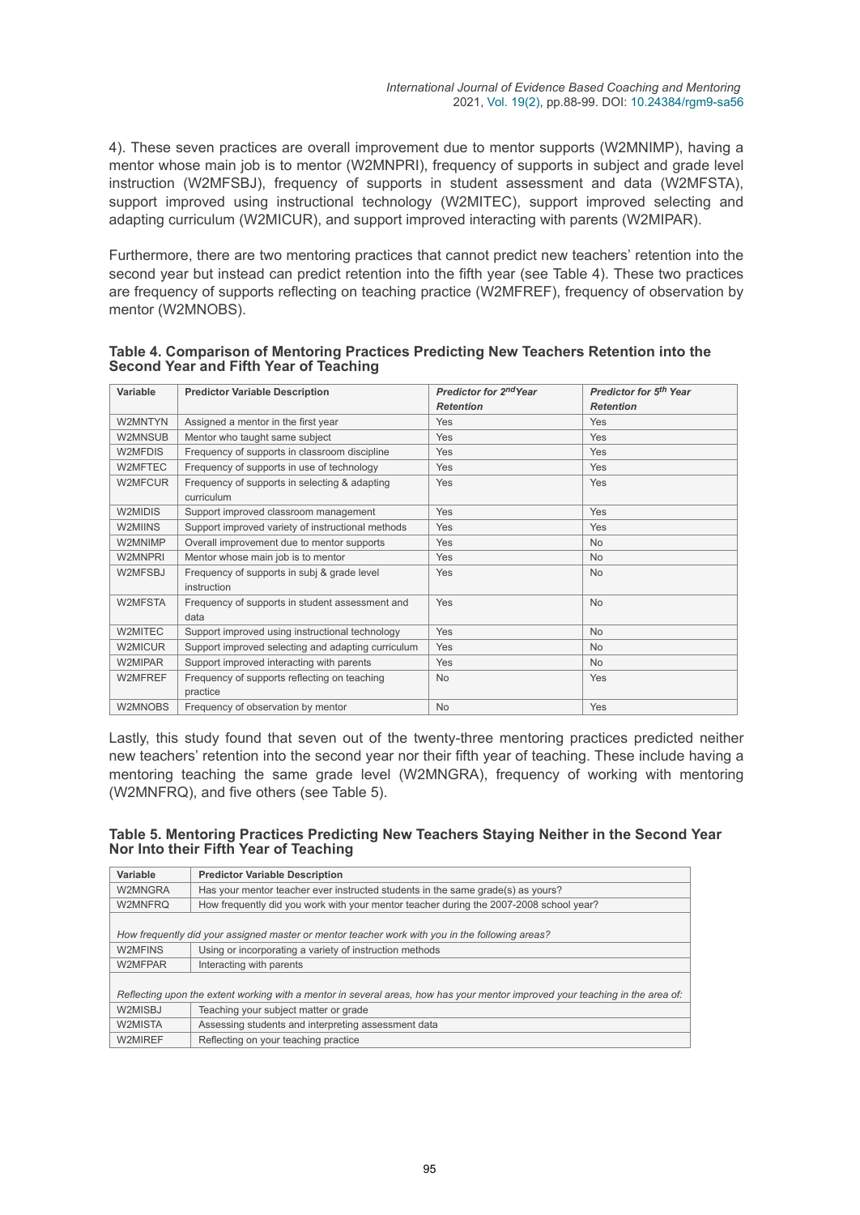4). These seven practices are overall improvement due to mentor supports (W2MNIMP), having a mentor whose main job is to mentor (W2MNPRI), frequency of supports in subject and grade level instruction (W2MFSBJ), frequency of supports in student assessment and data (W2MFSTA), support improved using instructional technology (W2MITEC), support improved selecting and adapting curriculum (W2MICUR), and support improved interacting with parents (W2MIPAR).

Furthermore, there are two mentoring practices that cannot predict new teachers' retention into the second year but instead can predict retention into the fifth year (see Table 4). These two practices are frequency of supports reflecting on teaching practice (W2MFREF), frequency of observation by mentor (W2MNOBS).

**Table 4. Comparison of Mentoring Practices Predicting New Teachers Retention into the Second Year and Fifth Year of Teaching**

| Variable | Predictor Variable Description | *Predictor for 2nd Year Retention* | *Predictor for 5th Year Retention* |
|---|---|---|---|
| W2MNTYN | Assigned a mentor in the first year | Yes | Yes |
| W2MNSUB | Mentor who taught same subject | Yes | Yes |
| W2MFDIS | Frequency of supports in classroom discipline | Yes | Yes |
| W2MFTEC | Frequency of supports in use of technology | Yes | Yes |
| W2MFCUR | Frequency of supports in selecting & adapting curriculum | Yes | Yes |
| W2MIDIS | Support improved classroom management | Yes | Yes |
| W2MIINS | Support improved variety of instructional methods | Yes | Yes |
| W2MNIMP | Overall improvement due to mentor supports | Yes | No |
| W2MNPRI | Mentor whose main job is to mentor | Yes | No |
| W2MFSBJ | Frequency of supports in subj & grade level instruction | Yes | No |
| W2MFSTA | Frequency of supports in student assessment and data | Yes | No |
| W2MITEC | Support improved using instructional technology | Yes | No |
| W2MICUR | Support improved selecting and adapting curriculum | Yes | No |
| W2MIPAR | Support improved interacting with parents | Yes | No |
| W2MFREF | Frequency of supports reflecting on teaching practice | No | Yes |
| W2MNOBS | Frequency of observation by mentor | No | Yes |

Lastly, this study found that seven out of the twenty-three mentoring practices predicted neither new teachers' retention into the second year nor their fifth year of teaching. These include having a mentoring teaching the same grade level (W2MNGRA), frequency of working with mentoring (W2MNFRQ), and five others (see Table 5).

**Table 5. Mentoring Practices Predicting New Teachers Staying Neither in the Second Year Nor Into their Fifth Year of Teaching**

| Variable | Predictor Variable Description |
|---|---|
| W2MNGRA | Has your mentor teacher ever instructed students in the same grade(s) as yours? |
| W2MNFRQ | How frequently did you work with your mentor teacher during the 2007-2008 school year? |
| *How frequently did your assigned master or mentor teacher work with you in the following areas?* | |
| W2MFINS | Using or incorporating a variety of instruction methods |
| W2MFPAR | Interacting with parents |
| *Reflecting upon the extent working with a mentor in several areas, how has your mentor improved your teaching in the area of:* | |
| W2MISBJ | Teaching your subject matter or grade |
| W2MISTA | Assessing students and interpreting assessment data |
| W2MIREF | Reflecting on your teaching practice |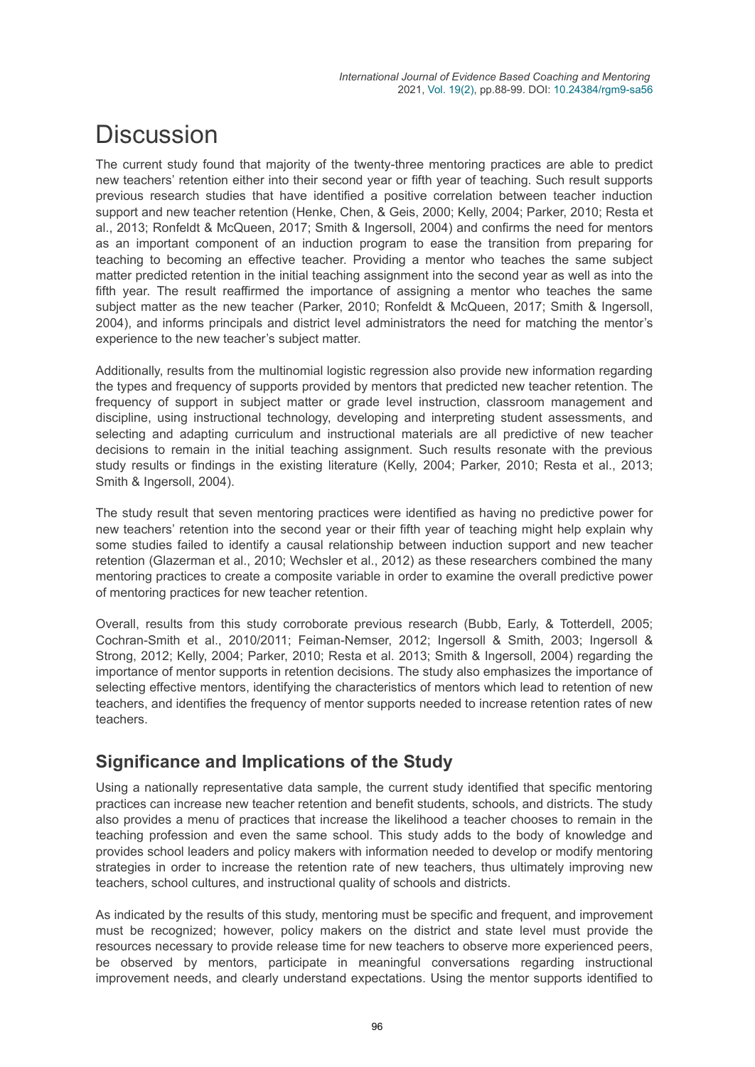# Discussion

The current study found that majority of the twenty-three mentoring practices are able to predict new teachers' retention either into their second year or fifth year of teaching. Such result supports previous research studies that have identified a positive correlation between teacher induction support and new teacher retention (Henke, Chen, & Geis, 2000; Kelly, 2004; Parker, 2010; Resta et al., 2013; Ronfeldt & McQueen, 2017; Smith & Ingersoll, 2004) and confirms the need for mentors as an important component of an induction program to ease the transition from preparing for teaching to becoming an effective teacher. Providing a mentor who teaches the same subject matter predicted retention in the initial teaching assignment into the second year as well as into the fifth year. The result reaffirmed the importance of assigning a mentor who teaches the same subject matter as the new teacher (Parker, 2010; Ronfeldt & McQueen, 2017; Smith & Ingersoll, 2004), and informs principals and district level administrators the need for matching the mentor's experience to the new teacher's subject matter.

Additionally, results from the multinomial logistic regression also provide new information regarding the types and frequency of supports provided by mentors that predicted new teacher retention. The frequency of support in subject matter or grade level instruction, classroom management and discipline, using instructional technology, developing and interpreting student assessments, and selecting and adapting curriculum and instructional materials are all predictive of new teacher decisions to remain in the initial teaching assignment. Such results resonate with the previous study results or findings in the existing literature (Kelly, 2004; Parker, 2010; Resta et al., 2013; Smith & Ingersoll, 2004).

The study result that seven mentoring practices were identified as having no predictive power for new teachers' retention into the second year or their fifth year of teaching might help explain why some studies failed to identify a causal relationship between induction support and new teacher retention (Glazerman et al., 2010; Wechsler et al., 2012) as these researchers combined the many mentoring practices to create a composite variable in order to examine the overall predictive power of mentoring practices for new teacher retention.

Overall, results from this study corroborate previous research (Bubb, Early, & Totterdell, 2005; Cochran-Smith et al., 2010/2011; Feiman-Nemser, 2012; Ingersoll & Smith, 2003; Ingersoll & Strong, 2012; Kelly, 2004; Parker, 2010; Resta et al. 2013; Smith & Ingersoll, 2004) regarding the importance of mentor supports in retention decisions. The study also emphasizes the importance of selecting effective mentors, identifying the characteristics of mentors which lead to retention of new teachers, and identifies the frequency of mentor supports needed to increase retention rates of new teachers.

## Significance and Implications of the Study

Using a nationally representative data sample, the current study identified that specific mentoring practices can increase new teacher retention and benefit students, schools, and districts. The study also provides a menu of practices that increase the likelihood a teacher chooses to remain in the teaching profession and even the same school. This study adds to the body of knowledge and provides school leaders and policy makers with information needed to develop or modify mentoring strategies in order to increase the retention rate of new teachers, thus ultimately improving new teachers, school cultures, and instructional quality of schools and districts.

As indicated by the results of this study, mentoring must be specific and frequent, and improvement must be recognized; however, policy makers on the district and state level must provide the resources necessary to provide release time for new teachers to observe more experienced peers, be observed by mentors, participate in meaningful conversations regarding instructional improvement needs, and clearly understand expectations. Using the mentor supports identified to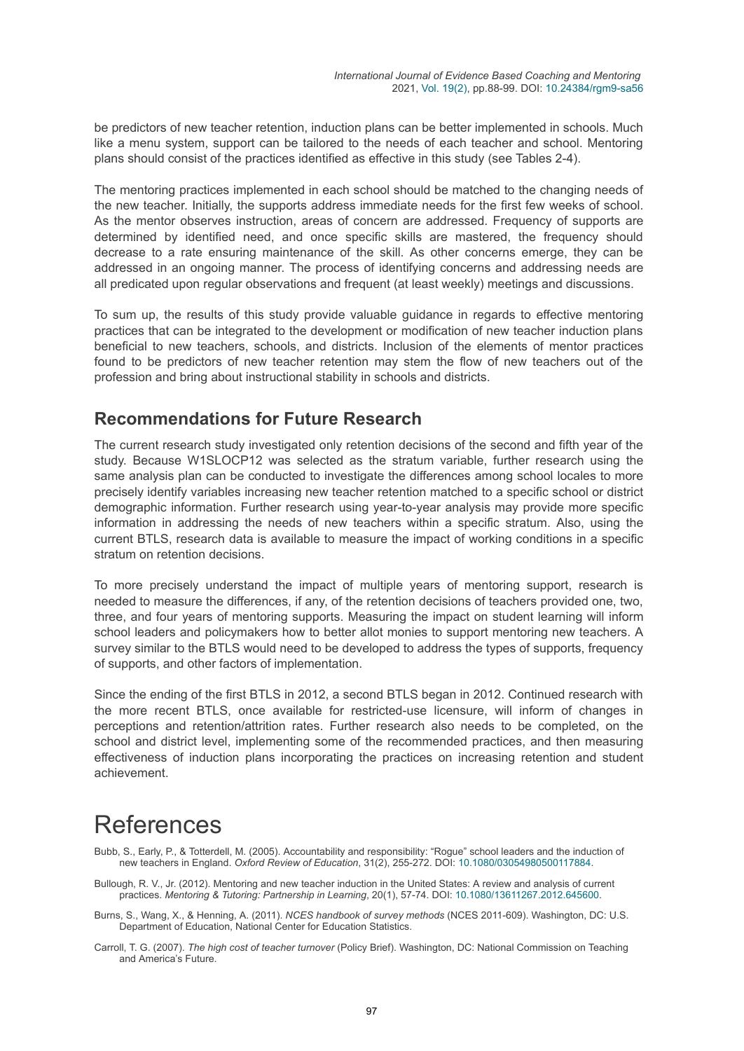be predictors of new teacher retention, induction plans can be better implemented in schools. Much like a menu system, support can be tailored to the needs of each teacher and school. Mentoring plans should consist of the practices identified as effective in this study (see Tables 2-4).

The mentoring practices implemented in each school should be matched to the changing needs of the new teacher. Initially, the supports address immediate needs for the first few weeks of school. As the mentor observes instruction, areas of concern are addressed. Frequency of supports are determined by identified need, and once specific skills are mastered, the frequency should decrease to a rate ensuring maintenance of the skill. As other concerns emerge, they can be addressed in an ongoing manner. The process of identifying concerns and addressing needs are all predicated upon regular observations and frequent (at least weekly) meetings and discussions.

To sum up, the results of this study provide valuable guidance in regards to effective mentoring practices that can be integrated to the development or modification of new teacher induction plans beneficial to new teachers, schools, and districts. Inclusion of the elements of mentor practices found to be predictors of new teacher retention may stem the flow of new teachers out of the profession and bring about instructional stability in schools and districts.

## Recommendations for Future Research

The current research study investigated only retention decisions of the second and fifth year of the study. Because W1SLOCP12 was selected as the stratum variable, further research using the same analysis plan can be conducted to investigate the differences among school locales to more precisely identify variables increasing new teacher retention matched to a specific school or district demographic information. Further research using year-to-year analysis may provide more specific information in addressing the needs of new teachers within a specific stratum. Also, using the current BTLS, research data is available to measure the impact of working conditions in a specific stratum on retention decisions.

To more precisely understand the impact of multiple years of mentoring support, research is needed to measure the differences, if any, of the retention decisions of teachers provided one, two, three, and four years of mentoring supports. Measuring the impact on student learning will inform school leaders and policymakers how to better allot monies to support mentoring new teachers. A survey similar to the BTLS would need to be developed to address the types of supports, frequency of supports, and other factors of implementation.

Since the ending of the first BTLS in 2012, a second BTLS began in 2012. Continued research with the more recent BTLS, once available for restricted-use licensure, will inform of changes in perceptions and retention/attrition rates. Further research also needs to be completed, on the school and district level, implementing some of the recommended practices, and then measuring effectiveness of induction plans incorporating the practices on increasing retention and student achievement.

# References

Bubb, S., Early, P., & Totterdell, M. (2005). Accountability and responsibility: "Rogue" school leaders and the induction of new teachers in England. *Oxford Review of Education*, 31(2), 255-272. DOI: 10.1080/03054980500117884.

Bullough, R. V., Jr. (2012). Mentoring and new teacher induction in the United States: A review and analysis of current practices. *Mentoring & Tutoring: Partnership in Learning*, 20(1), 57-74. DOI: 10.1080/13611267.2012.645600.

Burns, S., Wang, X., & Henning, A. (2011). *NCES handbook of survey methods* (NCES 2011-609). Washington, DC: U.S. Department of Education, National Center for Education Statistics.

Carroll, T. G. (2007). *The high cost of teacher turnover* (Policy Brief). Washington, DC: National Commission on Teaching and America's Future.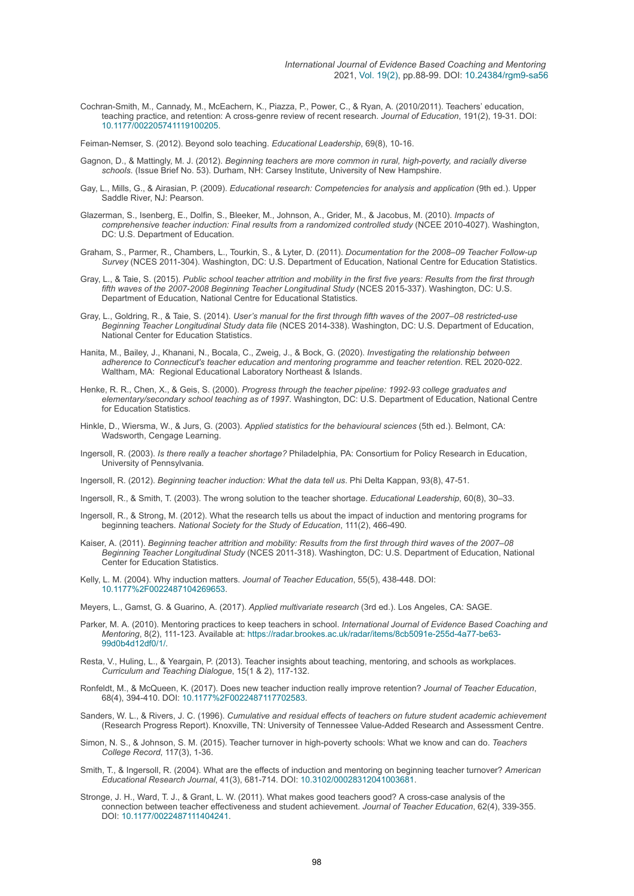Cochran-Smith, M., Cannady, M., McEachern, K., Piazza, P., Power, C., & Ryan, A. (2010/2011). Teachers' education, teaching practice, and retention: A cross-genre review of recent research. *Journal of Education*, 191(2), 19-31. DOI: 10.1177/002205741119100205.

Feiman-Nemser, S. (2012). Beyond solo teaching. *Educational Leadership*, 69(8), 10-16.

Gagnon, D., & Mattingly, M. J. (2012). *Beginning teachers are more common in rural, high-poverty, and racially diverse schools.* (Issue Brief No. 53). Durham, NH: Carsey Institute, University of New Hampshire.

Gay, L., Mills, G., & Airasian, P. (2009). *Educational research: Competencies for analysis and application* (9th ed.). Upper Saddle River, NJ: Pearson.

Glazerman, S., Isenberg, E., Dolfin, S., Bleeker, M., Johnson, A., Grider, M., & Jacobus, M. (2010). *Impacts of comprehensive teacher induction: Final results from a randomized controlled study* (NCEE 2010-4027). Washington, DC: U.S. Department of Education.

Graham, S., Parmer, R., Chambers, L., Tourkin, S., & Lyter, D. (2011). *Documentation for the 2008–09 Teacher Follow-up Survey* (NCES 2011-304). Washington, DC: U.S. Department of Education, National Centre for Education Statistics.

Gray, L., & Taie, S. (2015). *Public school teacher attrition and mobility in the first five years: Results from the first through fifth waves of the 2007-2008 Beginning Teacher Longitudinal Study* (NCES 2015-337). Washington, DC: U.S. Department of Education, National Centre for Educational Statistics.

Gray, L., Goldring, R., & Taie, S. (2014). *User's manual for the first through fifth waves of the 2007–08 restricted-use Beginning Teacher Longitudinal Study data file* (NCES 2014-338). Washington, DC: U.S. Department of Education, National Center for Education Statistics.

Hanita, M., Bailey, J., Khanani, N., Bocala, C., Zweig, J., & Bock, G. (2020). *Investigating the relationship between adherence to Connecticut's teacher education and mentoring programme and teacher retention*. REL 2020-022. Waltham, MA: Regional Educational Laboratory Northeast & Islands.

Henke, R. R., Chen, X., & Geis, S. (2000). *Progress through the teacher pipeline: 1992-93 college graduates and elementary/secondary school teaching as of 1997*. Washington, DC: U.S. Department of Education, National Centre for Education Statistics.

Hinkle, D., Wiersma, W., & Jurs, G. (2003). *Applied statistics for the behavioural sciences* (5th ed.). Belmont, CA: Wadsworth, Cengage Learning.

Ingersoll, R. (2003). *Is there really a teacher shortage?* Philadelphia, PA: Consortium for Policy Research in Education, University of Pennsylvania.

Ingersoll, R. (2012). *Beginning teacher induction: What the data tell us*. Phi Delta Kappan, 93(8), 47-51.

Ingersoll, R., & Smith, T. (2003). The wrong solution to the teacher shortage. *Educational Leadership*, 60(8), 30–33.

Ingersoll, R., & Strong, M. (2012). What the research tells us about the impact of induction and mentoring programs for beginning teachers. *National Society for the Study of Education*, 111(2), 466-490.

Kaiser, A. (2011). *Beginning teacher attrition and mobility: Results from the first through third waves of the 2007–08 Beginning Teacher Longitudinal Study* (NCES 2011-318). Washington, DC: U.S. Department of Education, National Center for Education Statistics.

Kelly, L. M. (2004). Why induction matters. *Journal of Teacher Education*, 55(5), 438-448. DOI: 10.1177%2F0022487104269653.

Meyers, L., Gamst, G. & Guarino, A. (2017). *Applied multivariate research* (3rd ed.). Los Angeles, CA: SAGE.

Parker, M. A. (2010). Mentoring practices to keep teachers in school. *International Journal of Evidence Based Coaching and Mentoring*, 8(2), 111-123. Available at: https://radar.brookes.ac.uk/radar/items/8cb5091e-255d-4a77-be63-99d0b4d12df0/1/.

Resta, V., Huling, L., & Yeargain, P. (2013). Teacher insights about teaching, mentoring, and schools as workplaces. *Curriculum and Teaching Dialogue*, 15(1 & 2), 117-132.

Ronfeldt, M., & McQueen, K. (2017). Does new teacher induction really improve retention? *Journal of Teacher Education*, 68(4), 394-410. DOI: 10.1177%2F0022487117702583.

Sanders, W. L., & Rivers, J. C. (1996). *Cumulative and residual effects of teachers on future student academic achievement* (Research Progress Report). Knoxville, TN: University of Tennessee Value-Added Research and Assessment Centre.

Simon, N. S., & Johnson, S. M. (2015). Teacher turnover in high-poverty schools: What we know and can do. *Teachers College Record*, 117(3), 1-36.

Smith, T., & Ingersoll, R. (2004). What are the effects of induction and mentoring on beginning teacher turnover? *American Educational Research Journal*, 41(3), 681-714. DOI: 10.3102/00028312041003681.

Stronge, J. H., Ward, T. J., & Grant, L. W. (2011). What makes good teachers good? A cross-case analysis of the connection between teacher effectiveness and student achievement. *Journal of Teacher Education*, 62(4), 339-355. DOI: 10.1177/0022487111404241.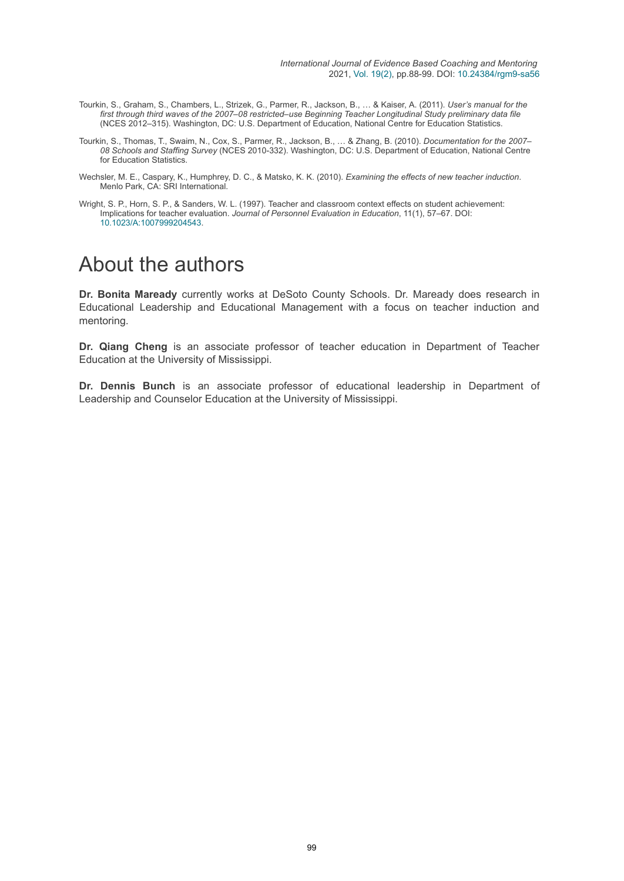Tourkin, S., Graham, S., Chambers, L., Strizek, G., Parmer, R., Jackson, B., … & Kaiser, A. (2011). *User's manual for the first through third waves of the 2007–08 restricted–use Beginning Teacher Longitudinal Study preliminary data file* (NCES 2012–315). Washington, DC: U.S. Department of Education, National Centre for Education Statistics.

Tourkin, S., Thomas, T., Swaim, N., Cox, S., Parmer, R., Jackson, B., … & Zhang, B. (2010). *Documentation for the 2007–08 Schools and Staffing Survey* (NCES 2010-332). Washington, DC: U.S. Department of Education, National Centre for Education Statistics.

Wechsler, M. E., Caspary, K., Humphrey, D. C., & Matsko, K. K. (2010). *Examining the effects of new teacher induction*. Menlo Park, CA: SRI International.

Wright, S. P., Horn, S. P., & Sanders, W. L. (1997). Teacher and classroom context effects on student achievement: Implications for teacher evaluation. *Journal of Personnel Evaluation in Education*, 11(1), 57–67. DOI: 10.1023/A:1007999204543.

# About the authors

**Dr. Bonita Maready** currently works at DeSoto County Schools. Dr. Maready does research in Educational Leadership and Educational Management with a focus on teacher induction and mentoring.

**Dr. Qiang Cheng** is an associate professor of teacher education in Department of Teacher Education at the University of Mississippi.

**Dr. Dennis Bunch** is an associate professor of educational leadership in Department of Leadership and Counselor Education at the University of Mississippi.